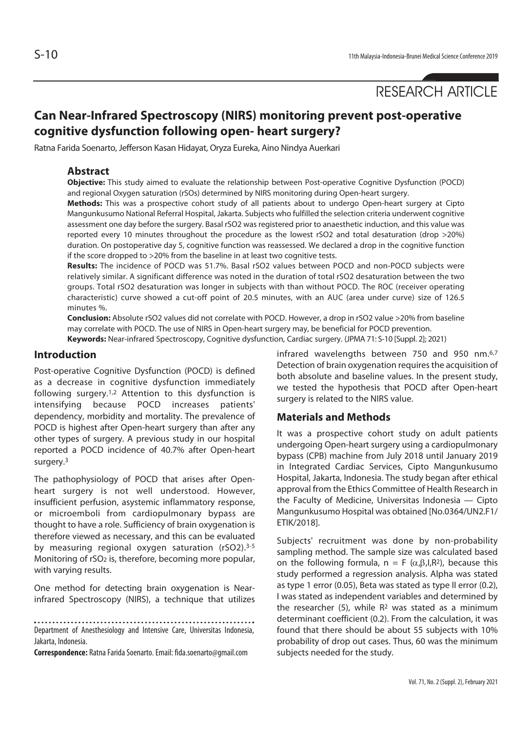RESEARCH ARTICLE

# Can Near-Infrared Spectroscopy (NIRS) monitoring prevent post-operative cognitive dysfunction following open- heart surgery?

Ratna Farida Soenarto, Jefferson Kasan Hidayat, Oryza Eureka, Aino Nindya Auerkari

## Abstract

**Objective:** This study aimed to evaluate the relationship between Post-operative Cognitive Dysfunction (POCD) and regional Oxygen saturation (rSOs) determined by NIRS monitoring during Open-heart surgery.

**Methods:** This was a prospective cohort study of all patients about to undergo Open-heart surgery at Cipto Mangunkusumo National Referral Hospital, Jakarta. Subjects who fulfilled the selection criteria underwent cognitive assessment one day before the surgery. Basal rSO2 was registered prior to anaesthetic induction, and this value was reported every 10 minutes throughout the procedure as the lowest rSO2 and total desaturation (drop >20%) duration. On postoperative day 5, cognitive function was reassessed. We declared a drop in the cognitive function if the score dropped to >20% from the baseline in at least two cognitive tests.

**Results:** The incidence of POCD was 51.7%. Basal rSO2 values between POCD and non-POCD subjects were relatively similar. A significant difference was noted in the duration of total rSO2 desaturation between the two groups. Total rSO2 desaturation was longer in subjects with than without POCD. The ROC (receiver operating characteristic) curve showed a cut-off point of 20.5 minutes, with an AUC (area under curve) size of 126.5 minutes %.

**Conclusion:** Absolute rSO2 values did not correlate with POCD. However, a drop in rSO2 value >20% from baseline may correlate with POCD. The use of NIRS in Open-heart surgery may, be beneficial for POCD prevention.

**Keywords:** Near-infrared Spectroscopy, Cognitive dysfunction, Cardiac surgery. (JPMA 71: S-10 [Suppl. 2]; 2021)

## Introduction

Post-operative Cognitive Dysfunction (POCD) is defined as a decrease in cognitive dysfunction immediately following surgery.[1,2] Attention to this dysfunction is intensifying because POCD increases patients' dependency, morbidity and mortality. The prevalence of POCD is highest after Open-heart surgery than after any other types of surgery. A previous study in our hospital reported a POCD incidence of 40.7% after Open-heart surgery.[3]

The pathophysiology of POCD that arises after Open-heart surgery is not well understood. However, insufficient perfusion, asystemic inflammatory response, or microemboli from cardiopulmonary bypass are thought to have a role. Sufficiency of brain oxygenation is therefore viewed as necessary, and this can be evaluated by measuring regional oxygen saturation (rSO2).[3-5] Monitoring of $rSO_2$ is, therefore, becoming more popular, with varying results.

One method for detecting brain oxygenation is Near-infrared Spectroscopy (NIRS), a technique that utilizes infrared wavelengths between 750 and 950 nm.[6,7] Detection of brain oxygenation requires the acquisition of both absolute and baseline values. In the present study, we tested the hypothesis that POCD after Open-heart surgery is related to the NIRS value.

## Materials and Methods

It was a prospective cohort study on adult patients undergoing Open-heart surgery using a cardiopulmonary bypass (CPB) machine from July 2018 until January 2019 in Integrated Cardiac Services, Cipto Mangunkusumo Hospital, Jakarta, Indonesia. The study began after ethical approval from the Ethics Committee of Health Research in the Faculty of Medicine, Universitas Indonesia — Cipto Mangunkusumo Hospital was obtained [No.0364/UN2.F1/ ETIK/2018].

Subjects' recruitment was done by non-probability sampling method. The sample size was calculated based on the following formula, $n = F(\alpha, \beta, I, R^2)$, because this study performed a regression analysis. Alpha was stated as type 1 error (0.05), Beta was stated as type II error (0.2), I was stated as independent variables and determined by the researcher (5), while $R^2$ was stated as a minimum determinant coefficient (0.2). From the calculation, it was found that there should be about 55 subjects with 10% probability of drop out cases. Thus, 60 was the minimum subjects needed for the study.

Department of Anesthesiology and Intensive Care, Universitas Indonesia, Jakarta, Indonesia.

**Correspondence:** Ratna Farida Soenarto. Email: fida.soenarto@gmail.com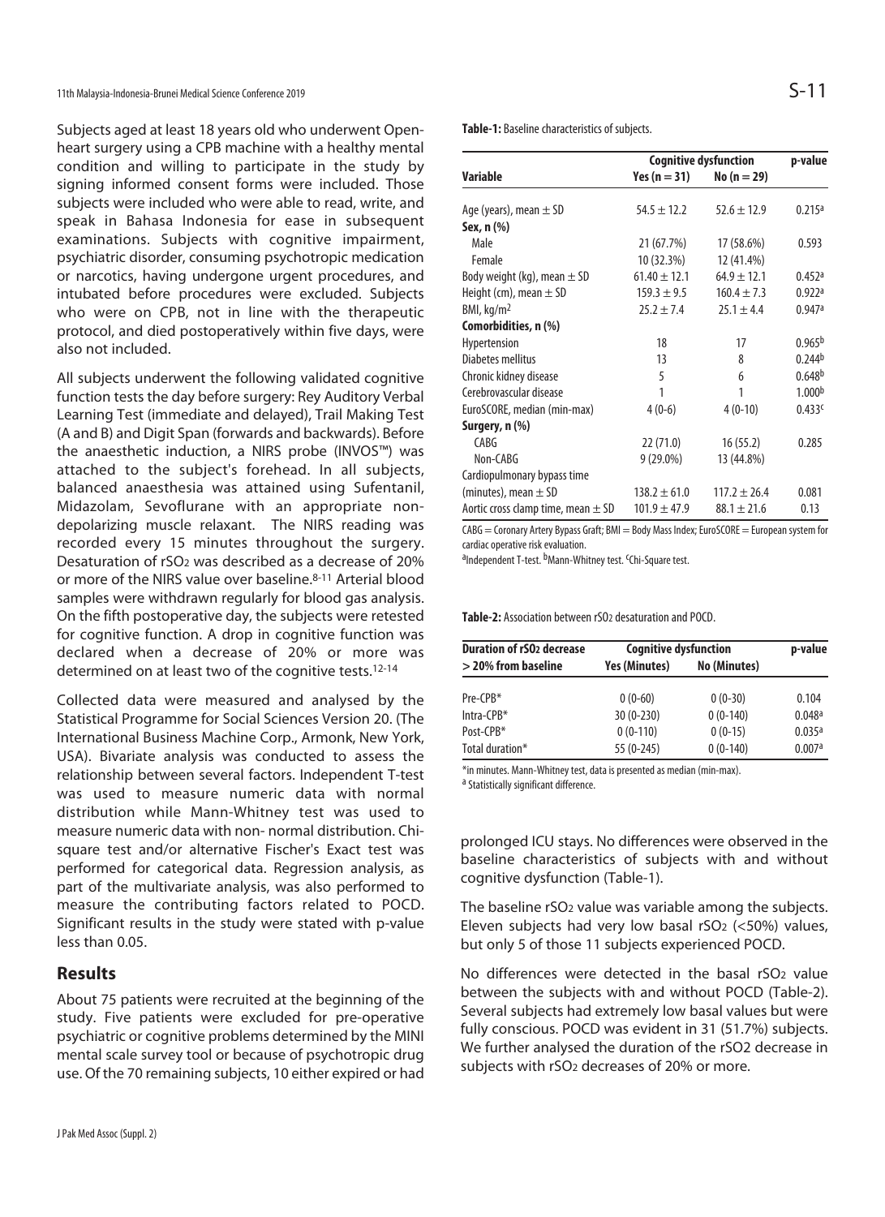Subjects aged at least 18 years old who underwent Open-heart surgery using a CPB machine with a healthy mental condition and willing to participate in the study by signing informed consent forms were included. Those subjects were included who were able to read, write, and speak in Bahasa Indonesia for ease in subsequent examinations. Subjects with cognitive impairment, psychiatric disorder, consuming psychotropic medication or narcotics, having undergone urgent procedures, and intubated before procedures were excluded. Subjects who were on CPB, not in line with the therapeutic protocol, and died postoperatively within five days, were also not included.

All subjects underwent the following validated cognitive function tests the day before surgery: Rey Auditory Verbal Learning Test (immediate and delayed), Trail Making Test (A and B) and Digit Span (forwards and backwards). Before the anaesthetic induction, a NIRS probe (INVOS™) was attached to the subject's forehead. In all subjects, balanced anaesthesia was attained using Sufentanil, Midazolam, Sevoflurane with an appropriate non-depolarizing muscle relaxant. The NIRS reading was recorded every 15 minutes throughout the surgery. Desaturation of $rSO_2$ was described as a decrease of 20% or more of the NIRS value over baseline.[8-11] Arterial blood samples were withdrawn regularly for blood gas analysis. On the fifth postoperative day, the subjects were retested for cognitive function. A drop in cognitive function was declared when a decrease of 20% or more was determined on at least two of the cognitive tests.[12-14]

Collected data were measured and analysed by the Statistical Programme for Social Sciences Version 20. (The International Business Machine Corp., Armonk, New York, USA). Bivariate analysis was conducted to assess the relationship between several factors. Independent T-test was used to measure numeric data with normal distribution while Mann-Whitney test was used to measure numeric data with non- normal distribution. Chi-square test and/or alternative Fischer's Exact test was performed for categorical data. Regression analysis, as part of the multivariate analysis, was also performed to measure the contributing factors related to POCD. Significant results in the study were stated with p-value less than 0.05.

## Results

About 75 patients were recruited at the beginning of the study. Five patients were excluded for pre-operative psychiatric or cognitive problems determined by the MINI mental scale survey tool or because of psychotropic drug use. Of the 70 remaining subjects, 10 either expired or had prolonged ICU stays. No differences were observed in the baseline characteristics of subjects with and without cognitive dysfunction (Table-1).

**Table-1:** Baseline characteristics of subjects.

| Variable | Cognitive dysfunction | | p-value |
|---|---|---|---|
| | Yes (n = 31) | No (n = 29) | |
| Age (years), mean ± SD | 54.5 ± 12.2 | 52.6 ± 12.9 | 0.215[a] |
| **Sex, n (%)** | | | |
| Male | 21 (67.7%) | 17 (58.6%) | 0.593 |
| Female | 10 (32.3%) | 12 (41.4%) | |
| Body weight (kg), mean ± SD | 61.40 ± 12.1 | 64.9 ± 12.1 | 0.452[a] |
| Height (cm), mean ± SD | 159.3 ± 9.5 | 160.4 ± 7.3 | 0.922[a] |
| BMI, kg/m$^2$ | 25.2 ± 7.4 | 25.1 ± 4.4 | 0.947[a] |
| **Comorbidities, n (%)** | | | |
| Hypertension | 18 | 17 | 0.965[b] |
| Diabetes mellitus | 13 | 8 | 0.244[b] |
| Chronic kidney disease | 5 | 6 | 0.648[b] |
| Cerebrovascular disease | 1 | 1 | 1.000[b] |
| EuroSCORE, median (min-max) | 4 (0-6) | 4 (0-10) | 0.433[c] |
| **Surgery, n (%)** | | | |
| CABG | 22 (71.0) | 16 (55.2) | 0.285 |
| Non-CABG | 9 (29.0%) | 13 (44.8%) | |
| Cardiopulmonary bypass time (minutes), mean ± SD | 138.2 ± 61.0 | 117.2 ± 26.4 | 0.081 |
| Aortic cross clamp time, mean ± SD | 101.9 ± 47.9 | 88.1 ± 21.6 | 0.13 |

CABG = Coronary Artery Bypass Graft; BMI = Body Mass Index; EuroSCORE = European system for cardiac operative risk evaluation.

[a]Independent T-test. [b]Mann-Whitney test. [c]Chi-Square test.

**Table-2:** Association between $rSO_2$ desaturation and POCD.

| Duration of $rSO_2$ decrease > 20% from baseline | Cognitive dysfunction | | p-value |
|---|---|---|---|
| | Yes (Minutes) | No (Minutes) | |
| Pre-CPB* | 0 (0-60) | 0 (0-30) | 0.104 |
| Intra-CPB* | 30 (0-230) | 0 (0-140) | 0.048[a] |
| Post-CPB* | 0 (0-110) | 0 (0-15) | 0.035[a] |
| Total duration* | 55 (0-245) | 0 (0-140) | 0.007[a] |

*in minutes. Mann-Whitney test, data is presented as median (min-max).

[a] Statistically significant difference.

The baseline $rSO_2$ value was variable among the subjects. Eleven subjects had very low basal $rSO_2$ (<50%) values, but only 5 of those 11 subjects experienced POCD.

No differences were detected in the basal $rSO_2$ value between the subjects with and without POCD (Table-2). Several subjects had extremely low basal values but were fully conscious. POCD was evident in 31 (51.7%) subjects. We further analysed the duration of the $rSO_2$ decrease in subjects with $rSO_2$ decreases of 20% or more.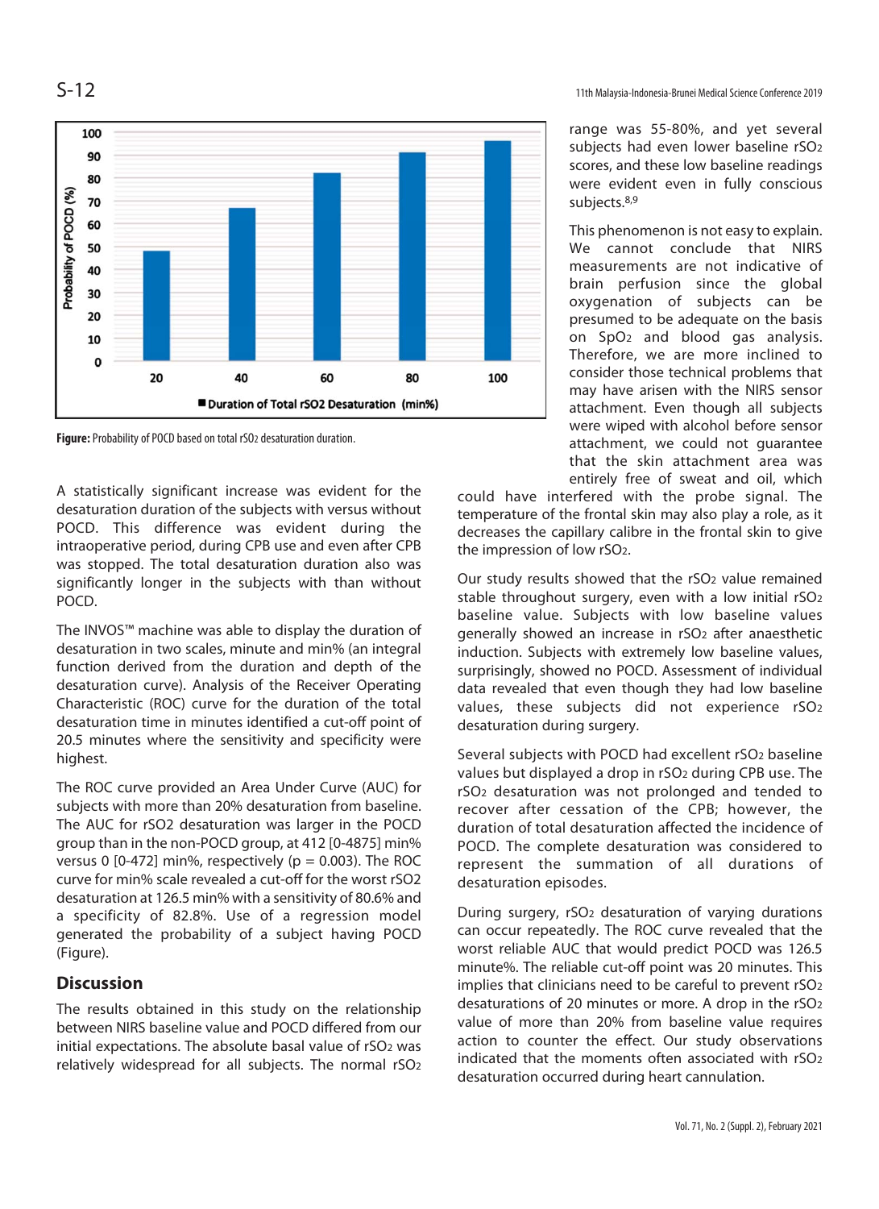Figure: Probability of POCD based on total $rSO_2$ desaturation duration.

A statistically significant increase was evident for the desaturation duration of the subjects with versus without POCD. This difference was evident during the intraoperative period, during CPB use and even after CPB was stopped. The total desaturation duration also was significantly longer in the subjects with than without POCD.

The INVOS™ machine was able to display the duration of desaturation in two scales, minute and min% (an integral function derived from the duration and depth of the desaturation curve). Analysis of the Receiver Operating Characteristic (ROC) curve for the total desaturation time in minutes identified a cut-off point of 20.5 minutes where the sensitivity and specificity were highest.

The ROC curve provided an Area Under Curve (AUC) for subjects with more than 20% desaturation from baseline. The AUC for $rSO_2$ desaturation was larger in the POCD group than in the non-POCD group, at 412 [0-4875] min% versus 0 [0-472] min%, respectively ($p = 0.003$). The ROC curve for min% scale revealed a cut-off for the worst $rSO_2$ desaturation at 126.5 min% with a sensitivity of 80.6% and a specificity of 82.8%. Use of a regression model generated the probability of a subject having POCD (Figure).

## Discussion

The results obtained in this study on the relationship between NIRS baseline value and POCD differed from our initial expectations. The absolute basal value of $rSO_2$ was relatively widespread for all subjects. The normal $rSO_2$ range was 55-80%, and yet several subjects had even lower baseline $rSO_2$ scores, and these low baseline readings were evident even in fully conscious subjects.[8,9]

This phenomenon is not easy to explain. We cannot conclude that NIRS measurements are not indicative of brain perfusion since the global oxygenation of subjects can be presumed to be adequate on the basis on $SpO_2$ and blood gas analysis. Therefore, we are more inclined to consider those technical problems that may have arisen with the NIRS sensor attachment. Even though all subjects were wiped with alcohol before sensor attachment, we could not guarantee that the skin attachment area was entirely free of sweat and oil, which could have interfered with the probe signal. The temperature of the frontal skin may also play a role, as it decreases the capillary calibre in the frontal skin to give the impression of low $rSO_2$.

Our study results showed that the $rSO_2$ value remained stable throughout surgery, even with a low initial $rSO_2$ baseline value. Subjects with low baseline values generally showed an increase in $rSO_2$ after anaesthetic induction. Subjects with extremely low baseline values, surprisingly, showed no POCD. Assessment of individual data revealed that even though they had low baseline values, these subjects did not experience $rSO_2$ desaturation during surgery.

Several subjects with POCD had excellent $rSO_2$ baseline values but displayed a drop in $rSO_2$ during CPB use. The $rSO_2$ desaturation was not prolonged and tended to recover after cessation of the CPB; however, the duration of total desaturation affected the incidence of POCD. The complete desaturation was considered to represent the summation of all durations of desaturation episodes.

During surgery, $rSO_2$ desaturation of varying durations can occur repeatedly. The ROC curve revealed that the worst reliable AUC that would predict POCD was 126.5 minute%. The reliable cut-off point was 20 minutes. This implies that clinicians need to be careful to prevent $rSO_2$ desaturations of 20 minutes or more. A drop in the $rSO_2$ value of more than 20% from baseline value requires action to counter the effect. Our study observations indicated that the moments often associated with $rSO_2$ desaturation occurred during heart cannulation.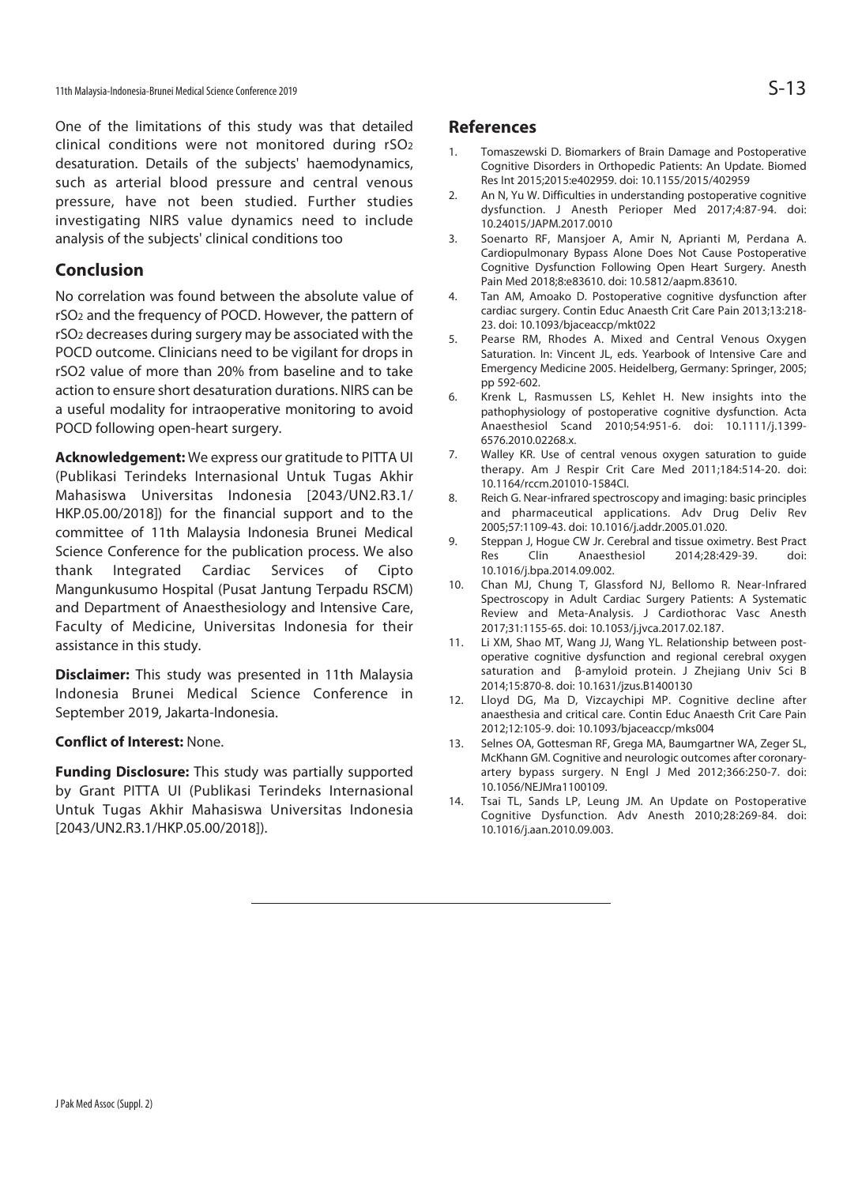One of the limitations of this study was that detailed clinical conditions were not monitored during $rSO_2$ desaturation. Details of the subjects' haemodynamics, such as arterial blood pressure and central venous pressure, have not been studied. Further studies investigating NIRS value dynamics need to include analysis of the subjects' clinical conditions too

## Conclusion

No correlation was found between the absolute value of $rSO_2$ and the frequency of POCD. However, the pattern of $rSO_2$ decreases during surgery may be associated with the POCD outcome. Clinicians need to be vigilant for drops in rSO2 value of more than 20% from baseline and to take action to ensure short desaturation durations. NIRS can be a useful modality for intraoperative monitoring to avoid POCD following open-heart surgery.

**Acknowledgement:** We express our gratitude to PITTA UI (Publikasi Terindeks Internasional Untuk Tugas Akhir Mahasiswa Universitas Indonesia [2043/UN2.R3.1/HKP.05.00/2018]) for the financial support and to the committee of 11th Malaysia Indonesia Brunei Medical Science Conference for the publication process. We also thank Integrated Cardiac Services of Cipto Mangunkusumo Hospital (Pusat Jantung Terpadu RSCM) and Department of Anaesthesiology and Intensive Care, Faculty of Medicine, Universitas Indonesia for their assistance in this study.

**Disclaimer:** This study was presented in 11th Malaysia Indonesia Brunei Medical Science Conference in September 2019, Jakarta-Indonesia.

**Conflict of Interest:** None.

**Funding Disclosure:** This study was partially supported by Grant PITTA UI (Publikasi Terindeks Internasional Untuk Tugas Akhir Mahasiswa Universitas Indonesia [2043/UN2.R3.1/HKP.05.00/2018]).

## References

1. Tomaszewski D. Biomarkers of Brain Damage and Postoperative Cognitive Disorders in Orthopedic Patients: An Update. Biomed Res Int 2015;2015:e402959. doi: 10.1155/2015/402959
2. An N, Yu W. Difficulties in understanding postoperative cognitive dysfunction. J Anesth Perioper Med 2017;4:87-94. doi: 10.24015/JAPM.2017.0010
3. Soenarto RF, Mansjoer A, Amir N, Aprianti M, Perdana A. Cardiopulmonary Bypass Alone Does Not Cause Postoperative Cognitive Dysfunction Following Open Heart Surgery. Anesth Pain Med 2018;8:e83610. doi: 10.5812/aapm.83610.
4. Tan AM, Amoako D. Postoperative cognitive dysfunction after cardiac surgery. Contin Educ Anaesth Crit Care Pain 2013;13:218-23. doi: 10.1093/bjaceaccp/mkt022
5. Pearse RM, Rhodes A. Mixed and Central Venous Oxygen Saturation. In: Vincent JL, eds. Yearbook of Intensive Care and Emergency Medicine 2005. Heidelberg, Germany: Springer, 2005; pp 592-602.
6. Krenk L, Rasmussen LS, Kehlet H. New insights into the pathophysiology of postoperative cognitive dysfunction. Acta Anaesthesiol Scand 2010;54:951-6. doi: 10.1111/j.1399-6576.2010.02268.x.
7. Walley KR. Use of central venous oxygen saturation to guide therapy. Am J Respir Crit Care Med 2011;184:514-20. doi: 10.1164/rccm.201010-1584CI.
8. Reich G. Near-infrared spectroscopy and imaging: basic principles and pharmaceutical applications. Adv Drug Deliv Rev 2005;57:1109-43. doi: 10.1016/j.addr.2005.01.020.
9. Steppan J, Hogue CW Jr. Cerebral and tissue oximetry. Best Pract Res Clin Anaesthesiol 2014;28:429-39. doi: 10.1016/j.bpa.2014.09.002.
10. Chan MJ, Chung T, Glassford NJ, Bellomo R. Near-Infrared Spectroscopy in Adult Cardiac Surgery Patients: A Systematic Review and Meta-Analysis. J Cardiothorac Vasc Anesth 2017;31:1155-65. doi: 10.1053/j.jvca.2017.02.187.
11. Li XM, Shao MT, Wang JJ, Wang YL. Relationship between post-operative cognitive dysfunction and regional cerebral oxygen saturation and β-amyloid protein. J Zhejiang Univ Sci B 2014;15:870-8. doi: 10.1631/jzus.B1400130
12. Lloyd DG, Ma D, Vizcaychipi MP. Cognitive decline after anaesthesia and critical care. Contin Educ Anaesth Crit Care Pain 2012;12:105-9. doi: 10.1093/bjaceaccp/mks004
13. Selnes OA, Gottesman RF, Grega MA, Baumgartner WA, Zeger SL, McKhann GM. Cognitive and neurologic outcomes after coronary-artery bypass surgery. N Engl J Med 2012;366:250-7. doi: 10.1056/NEJMra1100109.
14. Tsai TL, Sands LP, Leung JM. An Update on Postoperative Cognitive Dysfunction. Adv Anesth 2010;28:269-84. doi: 10.1016/j.aan.2010.09.003.